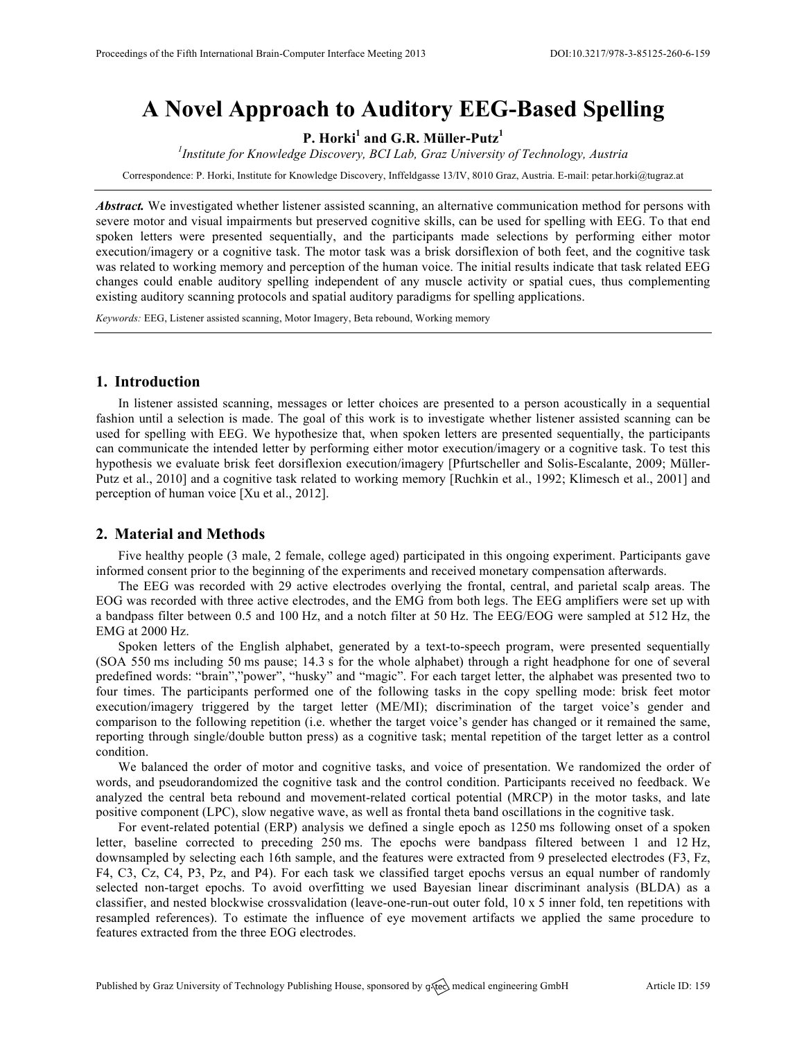# A Novel Approach to Auditory EEG-Based Spelling

**P. Horki[1] and G.R. Müller-Putz[1]**

[1]*Institute for Knowledge Discovery, BCI Lab, Graz University of Technology, Austria*

Correspondence: P. Horki, Institute for Knowledge Discovery, Inffeldgasse 13/IV, 8010 Graz, Austria. E-mail: petar.horki@tugraz.at

***Abstract.*** We investigated whether listener assisted scanning, an alternative communication method for persons with severe motor and visual impairments but preserved cognitive skills, can be used for spelling with EEG. To that end spoken letters were presented sequentially, and the participants made selections by performing either motor execution/imagery or a cognitive task. The motor task was a brisk dorsiflexion of both feet, and the cognitive task was related to working memory and perception of the human voice. The initial results indicate that task related EEG changes could enable auditory spelling independent of any muscle activity or spatial cues, thus complementing existing auditory scanning protocols and spatial auditory paradigms for spelling applications.

*Keywords:* EEG, Listener assisted scanning, Motor Imagery, Beta rebound, Working memory

## 1. Introduction

In listener assisted scanning, messages or letter choices are presented to a person acoustically in a sequential fashion until a selection is made. The goal of this work is to investigate whether listener assisted scanning can be used for spelling with EEG. We hypothesize that, when spoken letters are presented sequentially, the participants can communicate the intended letter by performing either motor execution/imagery or a cognitive task. To test this hypothesis we evaluate brisk feet dorsiflexion execution/imagery [Pfurtscheller and Solis-Escalante, 2009; Müller-Putz et al., 2010] and a cognitive task related to working memory [Ruchkin et al., 1992; Klimesch et al., 2001] and perception of human voice [Xu et al., 2012].

## 2. Material and Methods

Five healthy people (3 male, 2 female, college aged) participated in this ongoing experiment. Participants gave informed consent prior to the beginning of the experiments and received monetary compensation afterwards.

The EEG was recorded with 29 active electrodes overlying the frontal, central, and parietal scalp areas. The EOG was recorded with three active electrodes, and the EMG from both legs. The EEG amplifiers were set up with a bandpass filter between 0.5 and 100 Hz, and a notch filter at 50 Hz. The EEG/EOG were sampled at 512 Hz, the EMG at 2000 Hz.

Spoken letters of the English alphabet, generated by a text-to-speech program, were presented sequentially (SOA 550 ms including 50 ms pause; 14.3 s for the whole alphabet) through a right headphone for one of several predefined words: "brain","power", "husky" and "magic". For each target letter, the alphabet was presented two to four times. The participants performed one of the following tasks in the copy spelling mode: brisk feet motor execution/imagery triggered by the target letter (ME/MI); discrimination of the target voice's gender and comparison to the following repetition (i.e. whether the target voice's gender has changed or it remained the same, reporting through single/double button press) as a cognitive task; mental repetition of the target letter as a control condition.

We balanced the order of motor and cognitive tasks, and voice of presentation. We randomized the order of words, and pseudorandomized the cognitive task and the control condition. Participants received no feedback. We analyzed the central beta rebound and movement-related cortical potential (MRCP) in the motor tasks, and late positive component (LPC), slow negative wave, as well as frontal theta band oscillations in the cognitive task.

For event-related potential (ERP) analysis we defined a single epoch as 1250 ms following onset of a spoken letter, baseline corrected to preceding 250 ms. The epochs were bandpass filtered between 1 and 12 Hz, downsampled by selecting each 16th sample, and the features were extracted from 9 preselected electrodes (F3, Fz, F4, C3, Cz, C4, P3, Pz, and P4). For each task we classified target epochs versus an equal number of randomly selected non-target epochs. To avoid overfitting we used Bayesian linear discriminant analysis (BLDA) as a classifier, and nested blockwise crossvalidation (leave-one-run-out outer fold, 10 x 5 inner fold, ten repetitions with resampled references). To estimate the influence of eye movement artifacts we applied the same procedure to features extracted from the three EOG electrodes.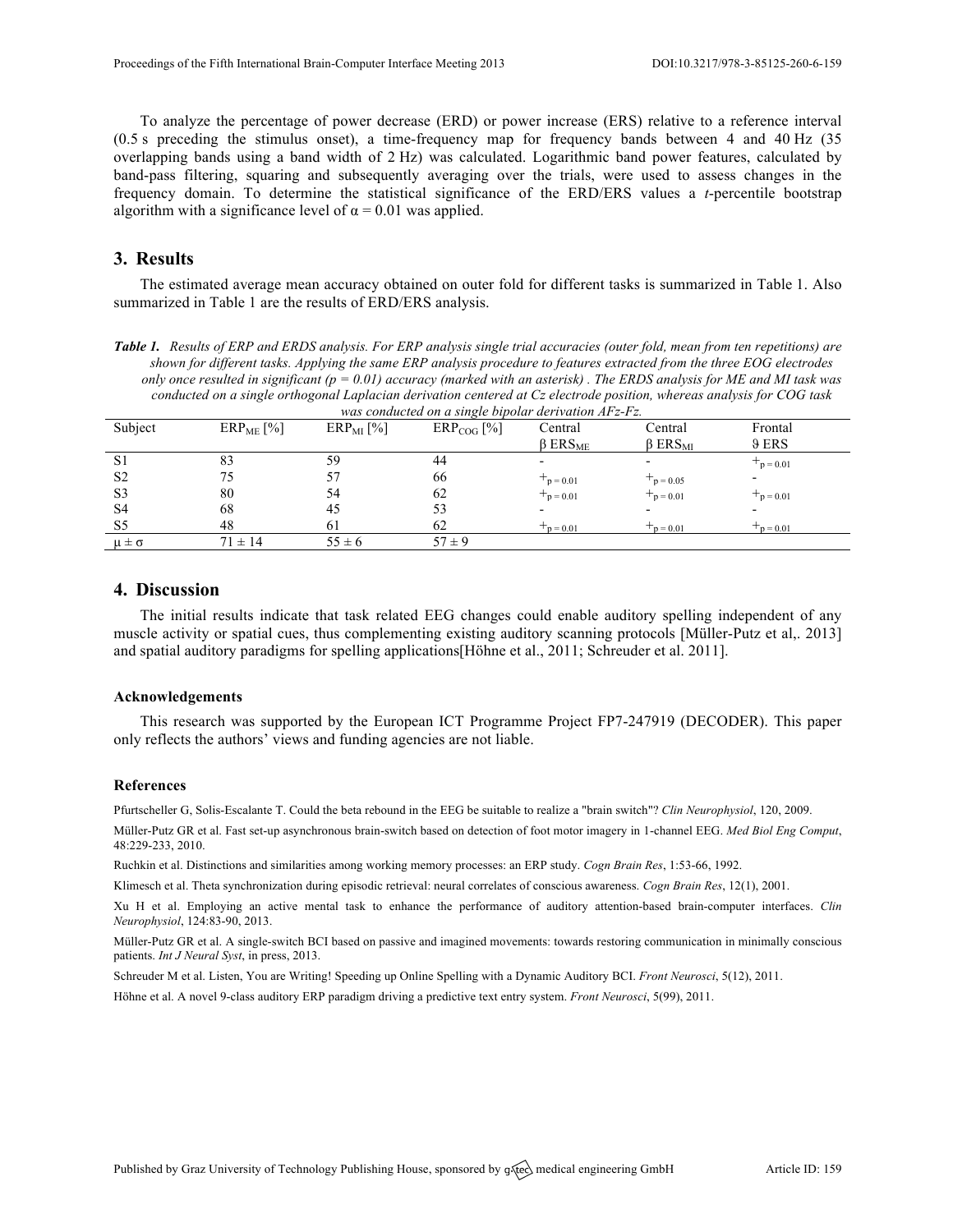To analyze the percentage of power decrease (ERD) or power increase (ERS) relative to a reference interval (0.5 s preceding the stimulus onset), a time-frequency map for frequency bands between 4 and 40 Hz (35 overlapping bands using a band width of 2 Hz) was calculated. Logarithmic band power features, calculated by band-pass filtering, squaring and subsequently averaging over the trials, were used to assess changes in the frequency domain. To determine the statistical significance of the ERD/ERS values a *t*-percentile bootstrap algorithm with a significance level of $\alpha = 0.01$ was applied.

## 3. Results

The estimated average mean accuracy obtained on outer fold for different tasks is summarized in Table 1. Also summarized in Table 1 are the results of ERD/ERS analysis.

***Table 1.*** *Results of ERP and ERDS analysis. For ERP analysis single trial accuracies (outer fold, mean from ten repetitions) are shown for different tasks. Applying the same ERP analysis procedure to features extracted from the three EOG electrodes only once resulted in significant (p = 0.01) accuracy (marked with an asterisk) . The ERDS analysis for ME and MI task was conducted on a single orthogonal Laplacian derivation centered at Cz electrode position, whereas analysis for COG task was conducted on a single bipolar derivation AFz-Fz.*

| Subject | $ERP_{ME}$ [%] | $ERP_{MI}$ [%] | $ERP_{COG}$ [%] | Central $\beta$ $ERS_{ME}$ | Central $\beta$ $ERS_{MI}$ | Frontal $\vartheta$ ERS |
|---|---|---|---|---|---|---|
| S1 | 83 | 59 | 44 | - | - | $+_{p = 0.01}$ |
| S2 | 75 | 57 | 66 | $+_{p = 0.01}$ | $+_{p = 0.05}$ | - |
| S3 | 80 | 54 | 62 | $+_{p = 0.01}$ | $+_{p = 0.01}$ | $+_{p = 0.01}$ |
| S4 | 68 | 45 | 53 | - | - | - |
| S5 | 48 | 61 | 62 | $+_{p = 0.01}$ | $+_{p = 0.01}$ | $+_{p = 0.01}$ |
| $\mu \pm \sigma$ | $71 \pm 14$ | $55 \pm 6$ | $57 \pm 9$ | | | |

## 4. Discussion

The initial results indicate that task related EEG changes could enable auditory spelling independent of any muscle activity or spatial cues, thus complementing existing auditory scanning protocols [Müller-Putz et al,. 2013] and spatial auditory paradigms for spelling applications[Höhne et al., 2011; Schreuder et al. 2011].

### Acknowledgements

This research was supported by the European ICT Programme Project FP7-247919 (DECODER). This paper only reflects the authors' views and funding agencies are not liable.

### References

Pfurtscheller G, Solis-Escalante T. Could the beta rebound in the EEG be suitable to realize a "brain switch"? *Clin Neurophysiol*, 120, 2009.

Müller-Putz GR et al. Fast set-up asynchronous brain-switch based on detection of foot motor imagery in 1-channel EEG. *Med Biol Eng Comput*, 48:229-233, 2010.

Ruchkin et al. Distinctions and similarities among working memory processes: an ERP study. *Cogn Brain Res*, 1:53-66, 1992.

Klimesch et al. Theta synchronization during episodic retrieval: neural correlates of conscious awareness. *Cogn Brain Res*, 12(1), 2001.

Xu H et al. Employing an active mental task to enhance the performance of auditory attention-based brain-computer interfaces. *Clin Neurophysiol*, 124:83-90, 2013.

Müller-Putz GR et al. A single-switch BCI based on passive and imagined movements: towards restoring communication in minimally conscious patients. *Int J Neural Syst*, in press, 2013.

Schreuder M et al. Listen, You are Writing! Speeding up Online Spelling with a Dynamic Auditory BCI. *Front Neurosci*, 5(12), 2011.

Höhne et al. A novel 9-class auditory ERP paradigm driving a predictive text entry system. *Front Neurosci*, 5(99), 2011.